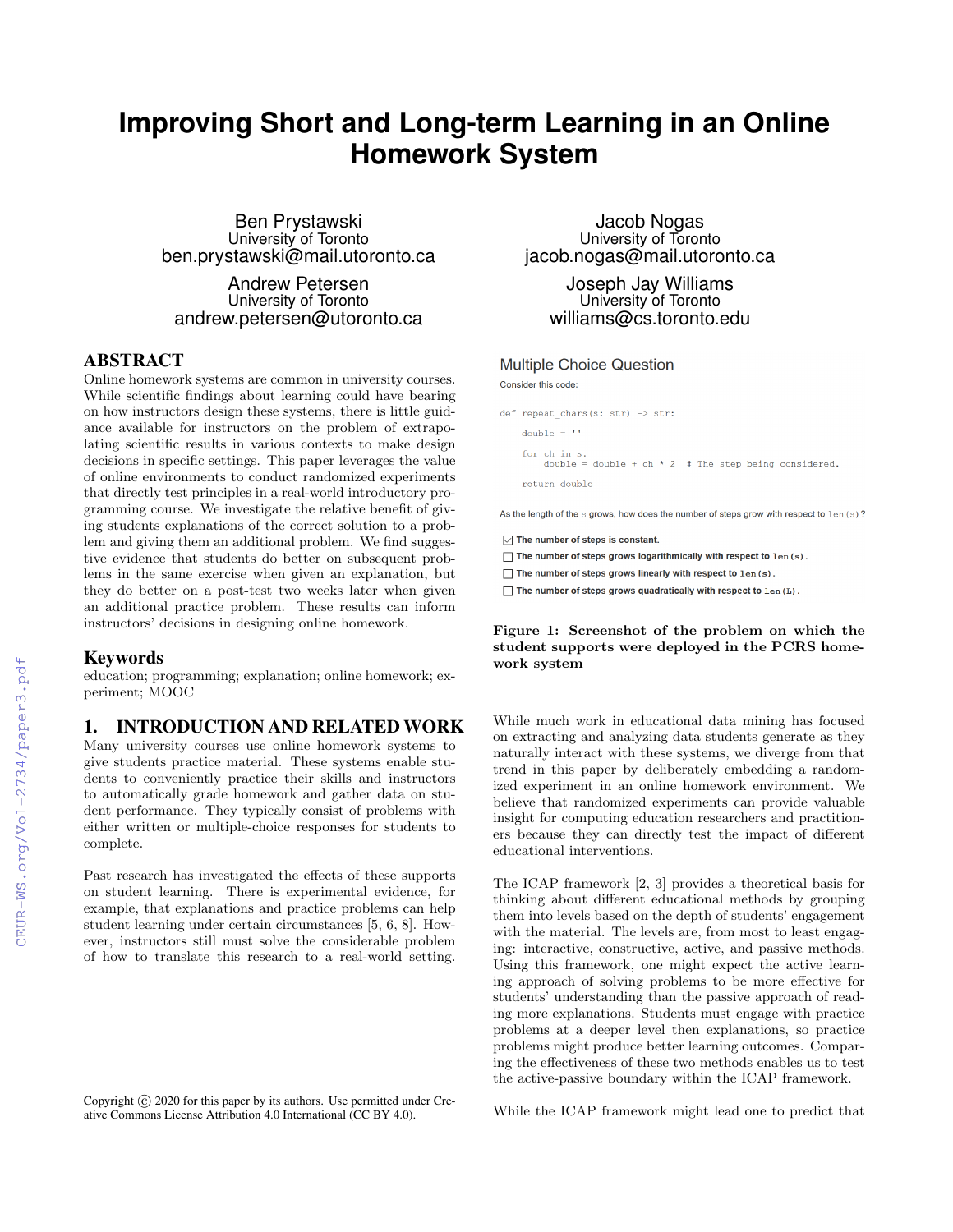# Improving Short and Long-term Learning in an Online Homework System

Ben Prystawski
University of Toronto
ben.prystawski@mail.utoronto.ca

Jacob Nogas
University of Toronto
jacob.nogas@mail.utoronto.ca

Andrew Petersen
University of Toronto
andrew.petersen@utoronto.ca

Joseph Jay Williams
University of Toronto
williams@cs.toronto.edu

## ABSTRACT

Online homework systems are common in university courses. While scientific findings about learning could have bearing on how instructors design these systems, there is little guidance available for instructors on the problem of extrapolating scientific results in various contexts to make design decisions in specific settings. This paper leverages the value of online environments to conduct randomized experiments that directly test principles in a real-world introductory programming course. We investigate the relative benefit of giving students explanations of the correct solution to a problem and giving them an additional problem. We find suggestive evidence that students do better on subsequent problems in the same exercise when given an explanation, but they do better on a post-test two weeks later when given an additional practice problem. These results can inform instructors' decisions in designing online homework.

## Keywords

education; programming; explanation; online homework; experiment; MOOC

## 1. INTRODUCTION AND RELATED WORK

Many university courses use online homework systems to give students practice material. These systems enable students to conveniently practice their skills and instructors to automatically grade homework and gather data on student performance. They typically consist of problems with either written or multiple-choice responses for students to complete.

Past research has investigated the effects of these supports on student learning. There is experimental evidence, for example, that explanations and practice problems can help student learning under certain circumstances [5, 6, 8]. However, instructors still must solve the considerable problem of how to translate this research to a real-world setting.

Copyright © 2020 for this paper by its authors. Use permitted under Creative Commons License Attribution 4.0 International (CC BY 4.0).

**Multiple Choice Question**

Consider this code:

```
def repeat_chars(s: str) -> str:

    double = ''

    for ch in s:
        double = double + ch * 2  # The step being considered.

    return double
```

As the length of the s grows, how does the number of steps grow with respect to `len(s)`?

- [x] The number of steps is constant.
- [ ] The number of steps grows logarithmically with respect to `len(s)`.
- [ ] The number of steps grows linearly with respect to `len(s)`.
- [ ] The number of steps grows quadratically with respect to `len(L)`.

**Figure 1: Screenshot of the problem on which the student supports were deployed in the PCRS homework system**

While much work in educational data mining has focused on extracting and analyzing data students generate as they naturally interact with these systems, we diverge from that trend in this paper by deliberately embedding a randomized experiment in an online homework environment. We believe that randomized experiments can provide valuable insight for computing education researchers and practitioners because they can directly test the impact of different educational interventions.

The ICAP framework [2, 3] provides a theoretical basis for thinking about different educational methods by grouping them into levels based on the depth of students' engagement with the material. The levels are, from most to least engaging: interactive, constructive, active, and passive methods. Using this framework, one might expect the active learning approach of solving problems to be more effective for students' understanding than the passive approach of reading more explanations. Students must engage with practice problems at a deeper level then explanations, so practice problems might produce better learning outcomes. Comparing the effectiveness of these two methods enables us to test the active-passive boundary within the ICAP framework.

While the ICAP framework might lead one to predict that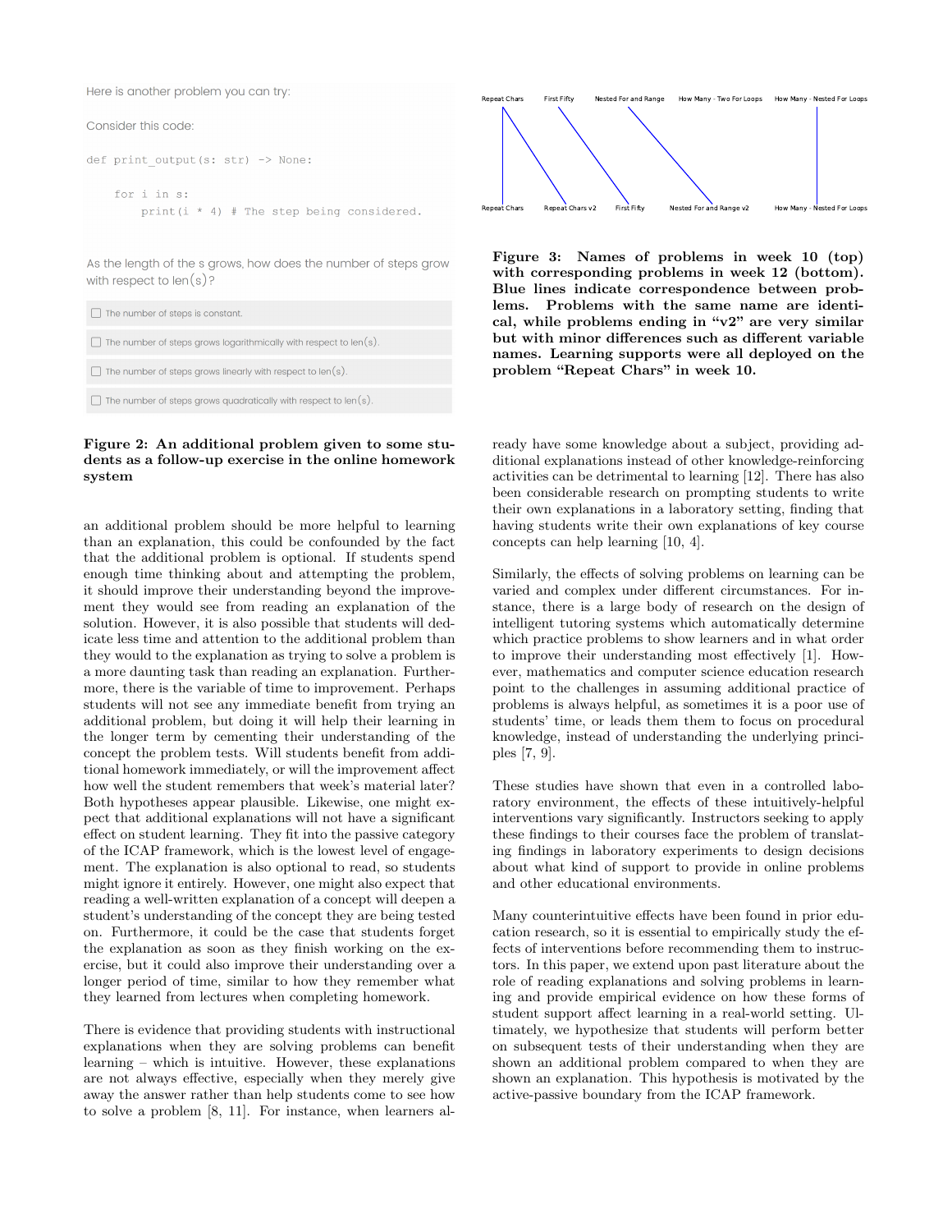Here is another problem you can try:

Consider this code:

```
def print_output(s: str) -> None:

    for i in s:
        print(i * 4) # The step being considered.
```

As the length of the s grows, how does the number of steps grow with respect to len(s)?

- [ ] The number of steps is constant.
- [ ] The number of steps grows logarithmically with respect to len(s).
- [ ] The number of steps grows linearly with respect to len(s).
- [ ] The number of steps grows quadratically with respect to len(s).

**Figure 2: An additional problem given to some students as a follow-up exercise in the online homework system**

Repeat Chars — First Fifty — Nested For and Range — How Many - Two For Loops — How Many - Nested For Loops

Repeat Chars — Repeat Chars v2 — First Fifty — Nested For and Range v2 — How Many - Nested For Loops

**Figure 3: Names of problems in week 10 (top) with corresponding problems in week 12 (bottom). Blue lines indicate correspondence between problems. Problems with the same name are identical, while problems ending in "v2" are very similar but with minor differences such as different variable names. Learning supports were all deployed on the problem "Repeat Chars" in week 10.**

an additional problem should be more helpful to learning than an explanation, this could be confounded by the fact that the additional problem is optional. If students spend enough time thinking about and attempting the problem, it should improve their understanding beyond the improvement they would see from reading an explanation of the solution. However, it is also possible that students will dedicate less time and attention to the additional problem than they would to the explanation as trying to solve a problem is a more daunting task than reading an explanation. Furthermore, there is the variable of time to improvement. Perhaps students will not see any immediate benefit from trying an additional problem, but doing it will help their learning in the longer term by cementing their understanding of the concept the problem tests. Will students benefit from additional homework immediately, or will the improvement affect how well the student remembers that week's material later? Both hypotheses appear plausible. Likewise, one might expect that additional explanations will not have a significant effect on student learning. They fit into the passive category of the ICAP framework, which is the lowest level of engagement. The explanation is also optional to read, so students might ignore it entirely. However, one might also expect that reading a well-written explanation of a concept will deepen a student's understanding of the concept they are being tested on. Furthermore, it could be the case that students forget the explanation as soon as they finish working on the exercise, but it could also improve their understanding over a longer period of time, similar to how they remember what they learned from lectures when completing homework.

There is evidence that providing students with instructional explanations when they are solving problems can benefit learning – which is intuitive. However, these explanations are not always effective, especially when they merely give away the answer rather than help students come to see how to solve a problem [8, 11]. For instance, when learners already have some knowledge about a subject, providing additional explanations instead of other knowledge-reinforcing activities can be detrimental to learning [12]. There has also been considerable research on prompting students to write their own explanations in a laboratory setting, finding that having students write their own explanations of key course concepts can help learning [10, 4].

Similarly, the effects of solving problems on learning can be varied and complex under different circumstances. For instance, there is a large body of research on the design of intelligent tutoring systems which automatically determine which practice problems to show learners and in what order to improve their understanding most effectively [1]. However, mathematics and computer science education research point to the challenges in assuming additional practice of problems is always helpful, as sometimes it is a poor use of students' time, or leads them them to focus on procedural knowledge, instead of understanding the underlying principles [7, 9].

These studies have shown that even in a controlled laboratory environment, the effects of these intuitively-helpful interventions vary significantly. Instructors seeking to apply these findings to their courses face the problem of translating findings in laboratory experiments to design decisions about what kind of support to provide in online problems and other educational environments.

Many counterintuitive effects have been found in prior education research, so it is essential to empirically study the effects of interventions before recommending them to instructors. In this paper, we extend upon past literature about the role of reading explanations and solving problems in learning and provide empirical evidence on how these forms of student support affect learning in a real-world setting. Ultimately, we hypothesize that students will perform better on subsequent tests of their understanding when they are shown an additional problem compared to when they are shown an explanation. This hypothesis is motivated by the active-passive boundary from the ICAP framework.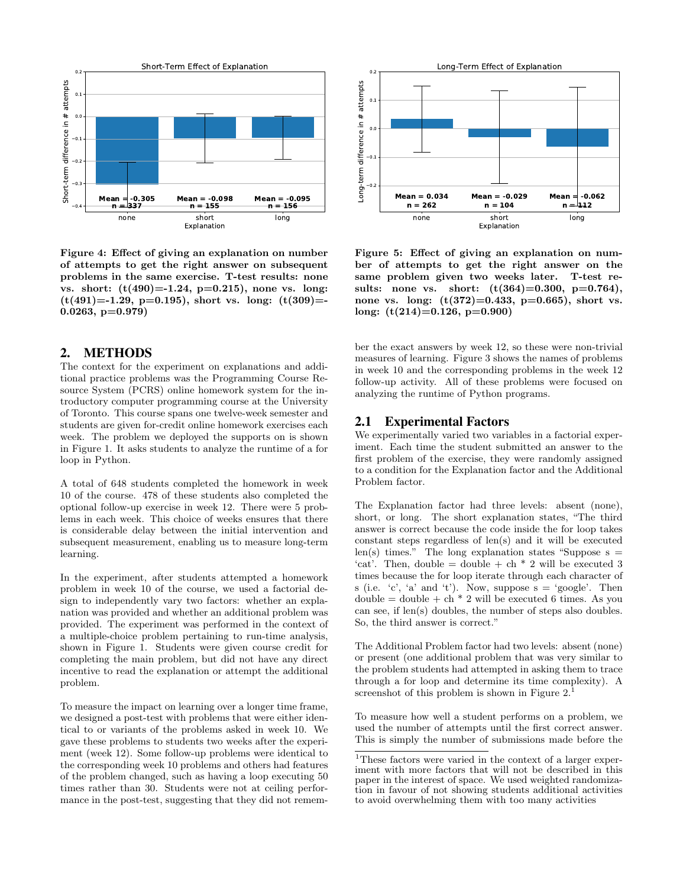**Figure 4: Effect of giving an explanation on number of attempts to get the right answer on subsequent problems in the same exercise. T-test results: none vs. short: ($t(490)=-1.24$, $p=0.215$), none vs. long: ($t(491)=-1.29$, $p=0.195$), short vs. long: ($t(309)=-0.0263$, $p=0.979$)**

**Figure 5: Effect of giving an explanation on number of attempts to get the right answer on the same problem given two weeks later. T-test results: none vs. short: ($t(364)=0.300$, $p=0.764$), none vs. long: ($t(372)=0.433$, $p=0.665$), short vs. long: ($t(214)=0.126$, $p=0.900$)**

## 2. METHODS

The context for the experiment on explanations and additional practice problems was the Programming Course Resource System (PCRS) online homework system for the introductory computer programming course at the University of Toronto. This course spans one twelve-week semester and students are given for-credit online homework exercises each week. The problem we deployed the supports on is shown in Figure 1. It asks students to analyze the runtime of a for loop in Python.

A total of 648 students completed the homework in week 10 of the course. 478 of these students also completed the optional follow-up exercise in week 12. There were 5 problems in each week. This choice of weeks ensures that there is considerable delay between the initial intervention and subsequent measurement, enabling us to measure long-term learning.

In the experiment, after students attempted a homework problem in week 10 of the course, we used a factorial design to independently vary two factors: whether an explanation was provided and whether an additional problem was provided. The experiment was performed in the context of a multiple-choice problem pertaining to run-time analysis, shown in Figure 1. Students were given course credit for completing the main problem, but did not have any direct incentive to read the explanation or attempt the additional problem.

To measure the impact on learning over a longer time frame, we designed a post-test with problems that were either identical to or variants of the problems asked in week 10. We gave these problems to students two weeks after the experiment (week 12). Some follow-up problems were identical to the corresponding week 10 problems and others had features of the problem changed, such as having a loop executing 50 times rather than 30. Students were not at ceiling performance in the post-test, suggesting that they did not remember the exact answers by week 12, so these were non-trivial measures of learning. Figure 3 shows the names of problems in week 10 and the corresponding problems in the week 12 follow-up activity. All of these problems were focused on analyzing the runtime of Python programs.

### 2.1 Experimental Factors

We experimentally varied two variables in a factorial experiment. Each time the student submitted an answer to the first problem of the exercise, they were randomly assigned to a condition for the Explanation factor and the Additional Problem factor.

The Explanation factor had three levels: absent (none), short, or long. The short explanation states, "The third answer is correct because the code inside the for loop takes constant steps regardless of len(s) and it will be executed len(s) times." The long explanation states "Suppose s = 'cat'. Then, double = double + ch * 2 will be executed 3 times because the for loop iterate through each character of s (i.e. 'c', 'a' and 't'). Now, suppose s = 'google'. Then double = double + ch * 2 will be executed 6 times. As you can see, if len(s) doubles, the number of steps also doubles. So, the third answer is correct."

The Additional Problem factor had two levels: absent (none) or present (one additional problem that was very similar to the problem students had attempted in asking them to trace through a for loop and determine its time complexity). A screenshot of this problem is shown in Figure 2.[1]

To measure how well a student performs on a problem, we used the number of attempts until the first correct answer. This is simply the number of submissions made before the

[1]These factors were varied in the context of a larger experiment with more factors that will not be described in this paper in the interest of space. We used weighted randomization in favour of not showing students additional activities to avoid overwhelming them with too many activities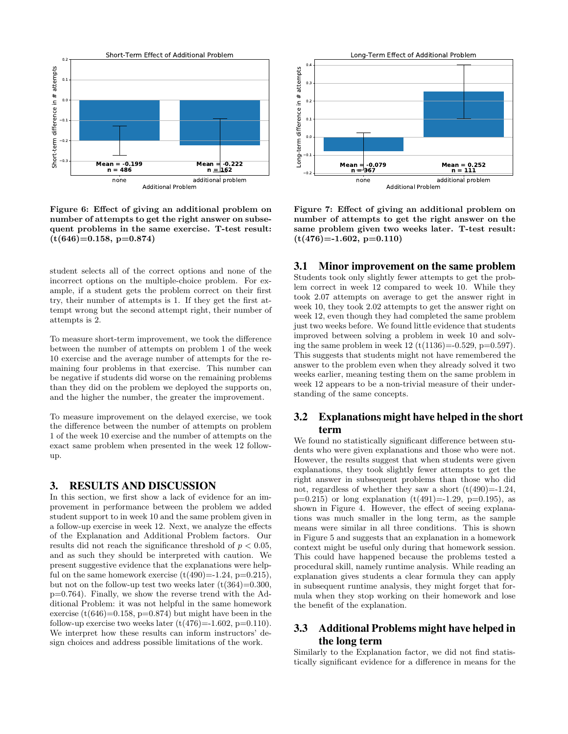Figure 6: Effect of giving an additional problem on number of attempts to get the right answer on subsequent problems in the same exercise. T-test result: (t(646)=0.158, p=0.874)

Figure 7: Effect of giving an additional problem on number of attempts to get the right answer on the same problem given two weeks later. T-test result: (t(476)=-1.602, p=0.110)

student selects all of the correct options and none of the incorrect options on the multiple-choice problem. For example, if a student gets the problem correct on their first try, their number of attempts is 1. If they get the first attempt wrong but the second attempt right, their number of attempts is 2.

To measure short-term improvement, we took the difference between the number of attempts on problem 1 of the week 10 exercise and the average number of attempts for the remaining four problems in that exercise. This number can be negative if students did worse on the remaining problems than they did on the problem we deployed the supports on, and the higher the number, the greater the improvement.

To measure improvement on the delayed exercise, we took the difference between the number of attempts on problem 1 of the week 10 exercise and the number of attempts on the exact same problem when presented in the week 12 follow-up.

## 3. RESULTS AND DISCUSSION

In this section, we first show a lack of evidence for an improvement in performance between the problem we added student support to in week 10 and the same problem given in a follow-up exercise in week 12. Next, we analyze the effects of the Explanation and Additional Problem factors. Our results did not reach the significance threshold of $p < 0.05$, and as such they should be interpreted with caution. We present suggestive evidence that the explanations were helpful on the same homework exercise (t(490)=-1.24, p=0.215), but not on the follow-up test two weeks later (t(364)=0.300, p=0.764). Finally, we show the reverse trend with the Additional Problem: it was not helpful in the same homework exercise (t(646)=0.158, p=0.874) but might have been in the follow-up exercise two weeks later (t(476)=-1.602, p=0.110). We interpret how these results can inform instructors' design choices and address possible limitations of the work.

### 3.1 Minor improvement on the same problem

Students took only slightly fewer attempts to get the problem correct in week 12 compared to week 10. While they took 2.07 attempts on average to get the answer right in week 10, they took 2.02 attempts to get the answer right on week 12, even though they had completed the same problem just two weeks before. We found little evidence that students improved between solving a problem in week 10 and solving the same problem in week 12 (t(1136)=-0.529, p=0.597). This suggests that students might not have remembered the answer to the problem even when they already solved it two weeks earlier, meaning testing them on the same problem in week 12 appears to be a non-trivial measure of their understanding of the same concepts.

### 3.2 Explanations might have helped in the short term

We found no statistically significant difference between students who were given explanations and those who were not. However, the results suggest that when students were given explanations, they took slightly fewer attempts to get the right answer in subsequent problems than those who did not, regardless of whether they saw a short (t(490)=-1.24, p=0.215) or long explanation (t(491)=-1.29, p=0.195), as shown in Figure 4. However, the effect of seeing explanations was much smaller in the long term, as the sample means were similar in all three conditions. This is shown in Figure 5 and suggests that an explanation in a homework context might be useful only during that homework session. This could have happened because the problems tested a procedural skill, namely runtime analysis. While reading an explanation gives students a clear formula they can apply in subsequent runtime analysis, they might forget that formula when they stop working on their homework and lose the benefit of the explanation.

### 3.3 Additional Problems might have helped in the long term

Similarly to the Explanation factor, we did not find statistically significant evidence for a difference in means for the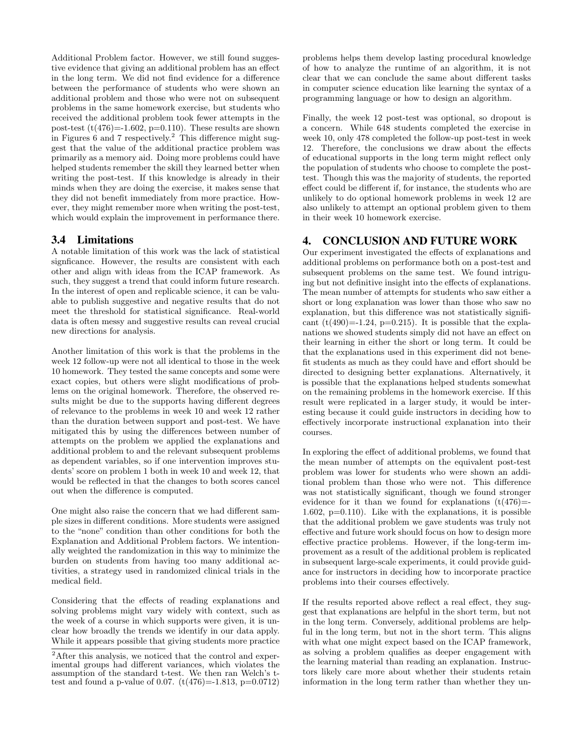Additional Problem factor. However, we still found suggestive evidence that giving an additional problem has an effect in the long term. We did not find evidence for a difference between the performance of students who were shown an additional problem and those who were not on subsequent problems in the same homework exercise, but students who received the additional problem took fewer attempts in the post-test ($t(476)=-1.602$, $p=0.110$). These results are shown in Figures 6 and 7 respectively.[2] This difference might suggest that the value of the additional practice problem was primarily as a memory aid. Doing more problems could have helped students remember the skill they learned better when writing the post-test. If this knowledge is already in their minds when they are doing the exercise, it makes sense that they did not benefit immediately from more practice. However, they might remember more when writing the post-test, which would explain the improvement in performance there.

### 3.4 Limitations

A notable limitation of this work was the lack of statistical signficance. However, the results are consistent with each other and align with ideas from the ICAP framework. As such, they suggest a trend that could inform future research. In the interest of open and replicable science, it can be valuable to publish suggestive and negative results that do not meet the threshold for statistical significance. Real-world data is often messy and suggestive results can reveal crucial new directions for analysis.

Another limitation of this work is that the problems in the week 12 follow-up were not all identical to those in the week 10 homework. They tested the same concepts and some were exact copies, but others were slight modifications of problems on the original homework. Therefore, the observed results might be due to the supports having different degrees of relevance to the problems in week 10 and week 12 rather than the duration between support and post-test. We have mitigated this by using the differences between number of attempts on the problem we applied the explanations and additional problem to and the relevant subsequent problems as dependent variables, so if one intervention improves students' score on problem 1 both in week 10 and week 12, that would be reflected in that the changes to both scores cancel out when the difference is computed.

One might also raise the concern that we had different sample sizes in different conditions. More students were assigned to the "none" condition than other conditions for both the Explanation and Additional Problem factors. We intentionally weighted the randomization in this way to minimize the burden on students from having too many additional activities, a strategy used in randomized clinical trials in the medical field.

Considering that the effects of reading explanations and solving problems might vary widely with context, such as the week of a course in which supports were given, it is unclear how broadly the trends we identify in our data apply. While it appears possible that giving students more practice problems helps them develop lasting procedural knowledge of how to analyze the runtime of an algorithm, it is not clear that we can conclude the same about different tasks in computer science education like learning the syntax of a programming language or how to design an algorithm.

Finally, the week 12 post-test was optional, so dropout is a concern. While 648 students completed the exercise in week 10, only 478 completed the follow-up post-test in week 12. Therefore, the conclusions we draw about the effects of educational supports in the long term might reflect only the population of students who choose to complete the post-test. Though this was the majority of students, the reported effect could be different if, for instance, the students who are unlikely to do optional homework problems in week 12 are also unlikely to attempt an optional problem given to them in their week 10 homework exercise.

## 4. CONCLUSION AND FUTURE WORK

Our experiment investigated the effects of explanations and additional problems on performance both on a post-test and subsequent problems on the same test. We found intriguing but not definitive insight into the effects of explanations. The mean number of attempts for students who saw either a short or long explanation was lower than those who saw no explanation, but this difference was not statistically significant ($t(490)=-1.24$, $p=0.215$). It is possible that the explanations we showed students simply did not have an effect on their learning in either the short or long term. It could be that the explanations used in this experiment did not benefit students as much as they could have and effort should be directed to designing better explanations. Alternatively, it is possible that the explanations helped students somewhat on the remaining problems in the homework exercise. If this result were replicated in a larger study, it would be interesting because it could guide instructors in deciding how to effectively incorporate instructional explanation into their courses.

In exploring the effect of additional problems, we found that the mean number of attempts on the equivalent post-test problem was lower for students who were shown an additional problem than those who were not. This difference was not statistically significant, though we found stronger evidence for it than we found for explanations ($t(476)=-1.602$, $p=0.110$). Like with the explanations, it is possible that the additional problem we gave students was truly not effective and future work should focus on how to design more effective practice problems. However, if the long-term improvement as a result of the additional problem is replicated in subsequent large-scale experiments, it could provide guidance for instructors in deciding how to incorporate practice problems into their courses effectively.

If the results reported above reflect a real effect, they suggest that explanations are helpful in the short term, but not in the long term. Conversely, additional problems are helpful in the long term, but not in the short term. This aligns with what one might expect based on the ICAP framework, as solving a problem qualifies as deeper engagement with the learning material than reading an explanation. Instructors likely care more about whether their students retain information in the long term rather than whether they un-

[2] After this analysis, we noticed that the control and experimental groups had different variances, which violates the assumption of the standard t-test. We then ran Welch's t-test and found a p-value of 0.07. ($t(476)=-1.813$, $p=0.0712$)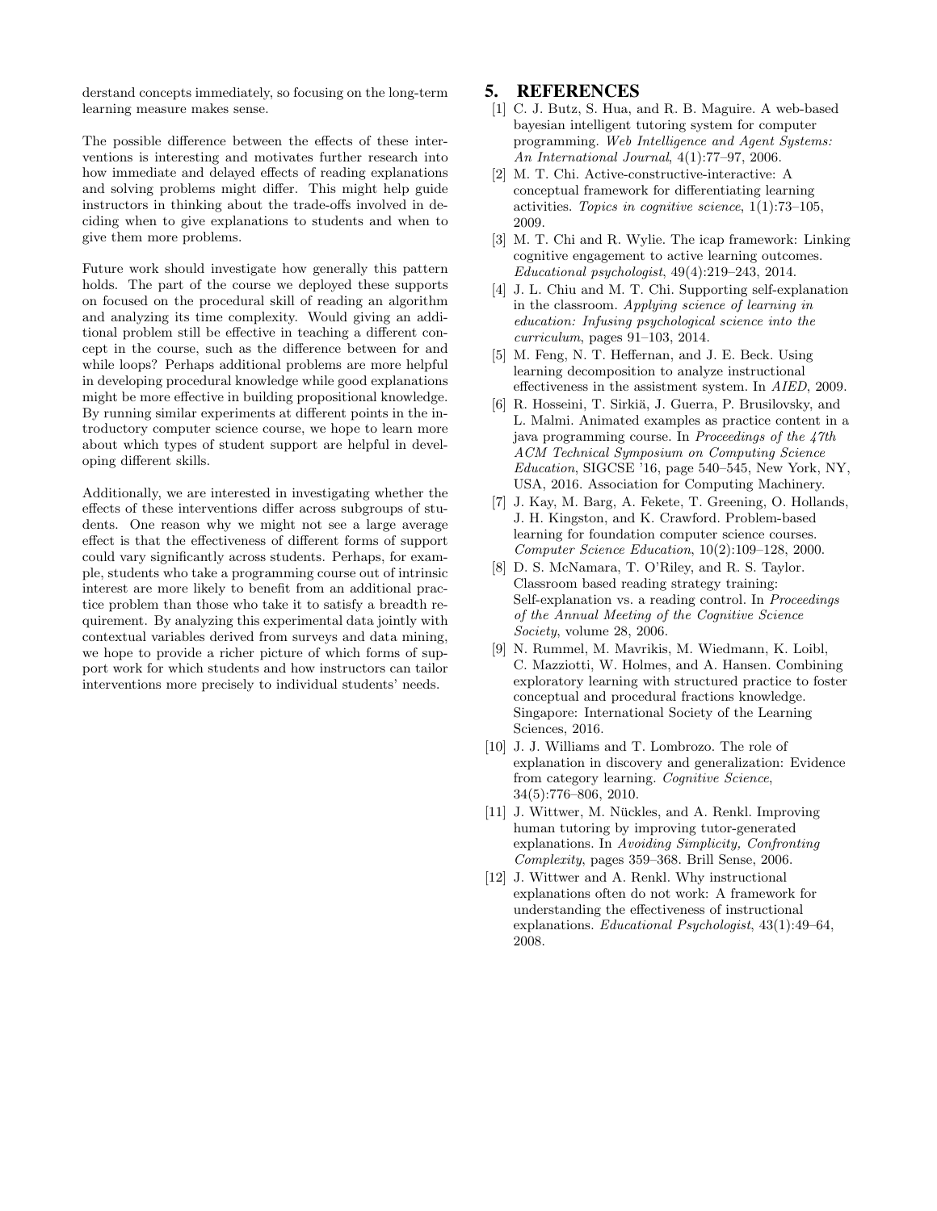derstand concepts immediately, so focusing on the long-term learning measure makes sense.

The possible difference between the effects of these interventions is interesting and motivates further research into how immediate and delayed effects of reading explanations and solving problems might differ. This might help guide instructors in thinking about the trade-offs involved in deciding when to give explanations to students and when to give them more problems.

Future work should investigate how generally this pattern holds. The part of the course we deployed these supports on focused on the procedural skill of reading an algorithm and analyzing its time complexity. Would giving an additional problem still be effective in teaching a different concept in the course, such as the difference between for and while loops? Perhaps additional problems are more helpful in developing procedural knowledge while good explanations might be more effective in building propositional knowledge. By running similar experiments at different points in the introductory computer science course, we hope to learn more about which types of student support are helpful in developing different skills.

Additionally, we are interested in investigating whether the effects of these interventions differ across subgroups of students. One reason why we might not see a large average effect is that the effectiveness of different forms of support could vary significantly across students. Perhaps, for example, students who take a programming course out of intrinsic interest are more likely to benefit from an additional practice problem than those who take it to satisfy a breadth requirement. By analyzing this experimental data jointly with contextual variables derived from surveys and data mining, we hope to provide a richer picture of which forms of support work for which students and how instructors can tailor interventions more precisely to individual students' needs.

# 5. REFERENCES

[1] C. J. Butz, S. Hua, and R. B. Maguire. A web-based bayesian intelligent tutoring system for computer programming. *Web Intelligence and Agent Systems: An International Journal*, 4(1):77–97, 2006.

[2] M. T. Chi. Active-constructive-interactive: A conceptual framework for differentiating learning activities. *Topics in cognitive science*, 1(1):73–105, 2009.

[3] M. T. Chi and R. Wylie. The icap framework: Linking cognitive engagement to active learning outcomes. *Educational psychologist*, 49(4):219–243, 2014.

[4] J. L. Chiu and M. T. Chi. Supporting self-explanation in the classroom. *Applying science of learning in education: Infusing psychological science into the curriculum*, pages 91–103, 2014.

[5] M. Feng, N. T. Heffernan, and J. E. Beck. Using learning decomposition to analyze instructional effectiveness in the assistment system. In *AIED*, 2009.

[6] R. Hosseini, T. Sirkiä, J. Guerra, P. Brusilovsky, and L. Malmi. Animated examples as practice content in a java programming course. In *Proceedings of the 47th ACM Technical Symposium on Computing Science Education*, SIGCSE '16, page 540–545, New York, NY, USA, 2016. Association for Computing Machinery.

[7] J. Kay, M. Barg, A. Fekete, T. Greening, O. Hollands, J. H. Kingston, and K. Crawford. Problem-based learning for foundation computer science courses. *Computer Science Education*, 10(2):109–128, 2000.

[8] D. S. McNamara, T. O'Riley, and R. S. Taylor. Classroom based reading strategy training: Self-explanation vs. a reading control. In *Proceedings of the Annual Meeting of the Cognitive Science Society*, volume 28, 2006.

[9] N. Rummel, M. Mavrikis, M. Wiedmann, K. Loibl, C. Mazziotti, W. Holmes, and A. Hansen. Combining exploratory learning with structured practice to foster conceptual and procedural fractions knowledge. Singapore: International Society of the Learning Sciences, 2016.

[10] J. J. Williams and T. Lombrozo. The role of explanation in discovery and generalization: Evidence from category learning. *Cognitive Science*, 34(5):776–806, 2010.

[11] J. Wittwer, M. Nückles, and A. Renkl. Improving human tutoring by improving tutor-generated explanations. In *Avoiding Simplicity, Confronting Complexity*, pages 359–368. Brill Sense, 2006.

[12] J. Wittwer and A. Renkl. Why instructional explanations often do not work: A framework for understanding the effectiveness of instructional explanations. *Educational Psychologist*, 43(1):49–64, 2008.